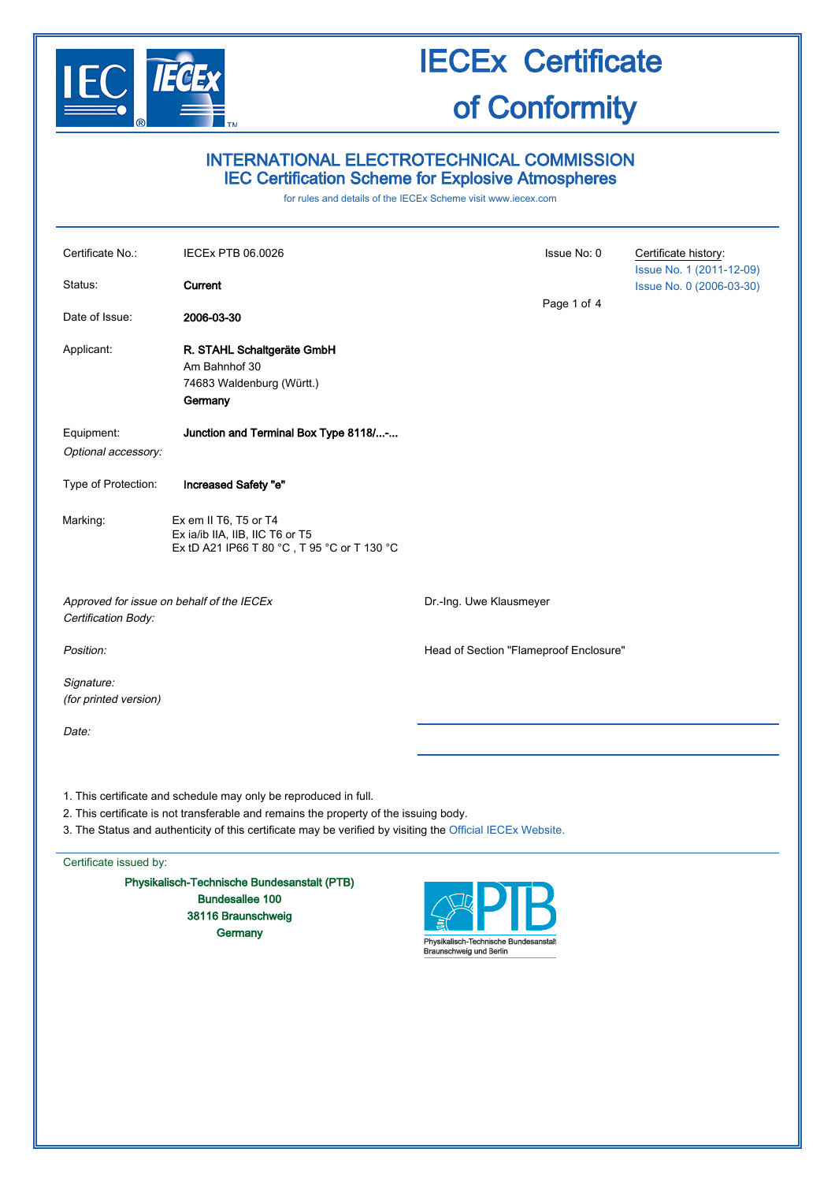# IECEx Certificate of Conformity

## INTERNATIONAL ELECTROTECHNICAL COMMISSION
## IEC Certification Scheme for Explosive Atmospheres

for rules and details of the IECEx Scheme visit www.iecex.com

| | | | |
|---|---|---|---|
| Certificate No.: | IECEx PTB 06.0026 | Issue No: 0 | Certificate history: Issue No. 1 (2011-12-09) Issue No. 0 (2006-03-30) |
| Status: | **Current** | | |
| Date of Issue: | **2006-03-30** | | |
| Applicant: | **R. STAHL Schaltgeräte GmbH** Am Bahnhof 30 74683 Waldenburg (Württ.) **Germany** | | |
| Equipment: | **Junction and Terminal Box Type 8118/...-...** | | |
| *Optional accessory:* | | | |
| Type of Protection: | **Increased Safety "e"** | | |
| Marking: | Ex em II T6, T5 or T4 Ex ia/ib IIA, IIB, IIC T6 or T5 Ex tD A21 IP66 T 80 °C , T 95 °C or T 130 °C | | |

*Approved for issue on behalf of the IECEx Certification Body:* Dr.-Ing. Uwe Klausmeyer

*Position:* Head of Section "Flameproof Enclosure"

*Signature:*
*(for printed version)*

*Date:*

1. This certificate and schedule may only be reproduced in full.
2. This certificate is not transferable and remains the property of the issuing body.
3. The Status and authenticity of this certificate may be verified by visiting the Official IECEx Website.

Certificate issued by:

**Physikalisch-Technische Bundesanstalt (PTB)**
**Bundesallee 100**
**38116 Braunschweig**
**Germany**

PTB
Physikalisch-Technische Bundesanstalt
Braunschweig und Berlin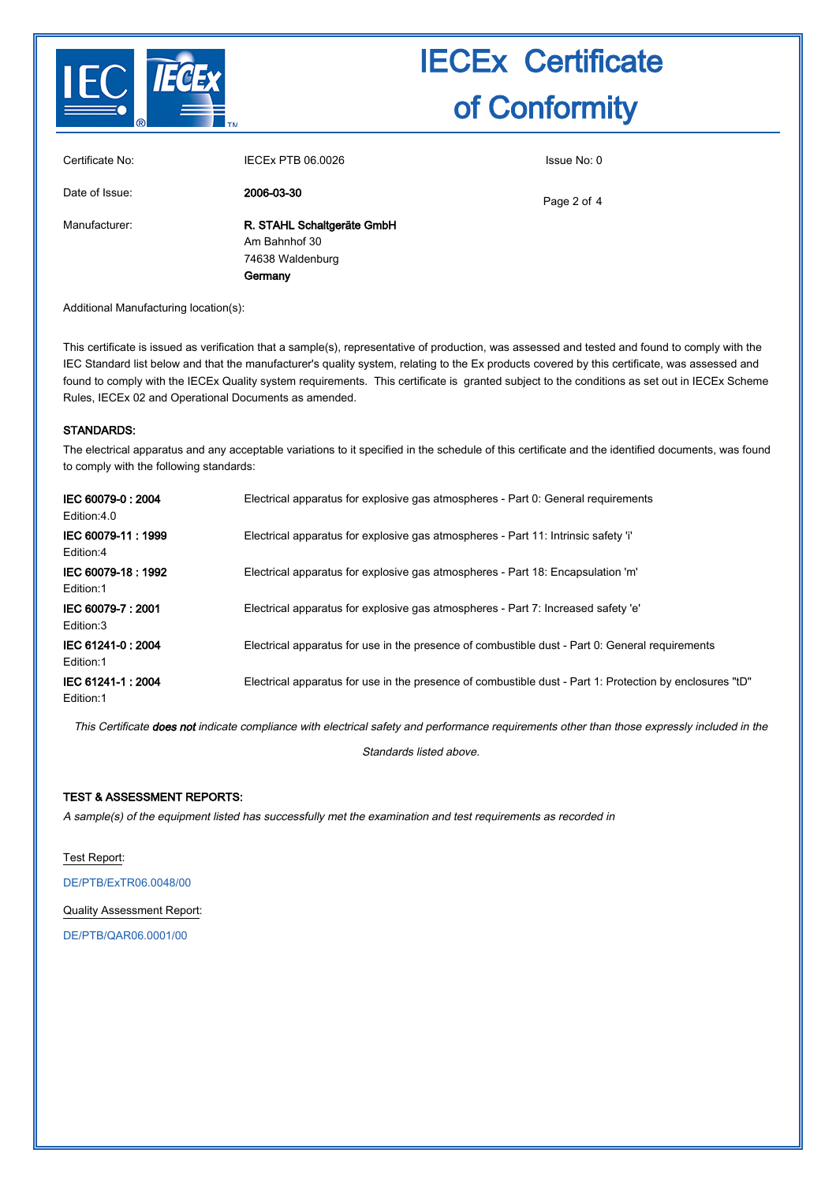# IECEx Certificate of Conformity

| | | |
|---|---|---|
| Certificate No: | IECEx PTB 06.0026 | Issue No: 0 |
| Date of Issue: | **2006-03-30** | |
| Manufacturer: | **R. STAHL Schaltgeräte GmbH**<br>Am Bahnhof 30<br>74638 Waldenburg<br>**Germany** | |

Additional Manufacturing location(s):

This certificate is issued as verification that a sample(s), representative of production, was assessed and tested and found to comply with the IEC Standard list below and that the manufacturer's quality system, relating to the Ex products covered by this certificate, was assessed and found to comply with the IECEx Quality system requirements. This certificate is granted subject to the conditions as set out in IECEx Scheme Rules, IECEx 02 and Operational Documents as amended.

**STANDARDS:**

The electrical apparatus and any acceptable variations to it specified in the schedule of this certificate and the identified documents, was found to comply with the following standards:

| | |
|---|---|
| **IEC 60079-0 : 2004**<br>Edition:4.0 | Electrical apparatus for explosive gas atmospheres - Part 0: General requirements |
| **IEC 60079-11 : 1999**<br>Edition:4 | Electrical apparatus for explosive gas atmospheres - Part 11: Intrinsic safety 'i' |
| **IEC 60079-18 : 1992**<br>Edition:1 | Electrical apparatus for explosive gas atmospheres - Part 18: Encapsulation 'm' |
| **IEC 60079-7 : 2001**<br>Edition:3 | Electrical apparatus for explosive gas atmospheres - Part 7: Increased safety 'e' |
| **IEC 61241-0 : 2004**<br>Edition:1 | Electrical apparatus for use in the presence of combustible dust - Part 0: General requirements |
| **IEC 61241-1 : 2004**<br>Edition:1 | Electrical apparatus for use in the presence of combustible dust - Part 1: Protection by enclosures "tD" |

*This Certificate **does not** indicate compliance with electrical safety and performance requirements other than those expressly included in the Standards listed above.*

**TEST & ASSESSMENT REPORTS:**

*A sample(s) of the equipment listed has successfully met the examination and test requirements as recorded in*

Test Report:

DE/PTB/ExTR06.0048/00

Quality Assessment Report:

DE/PTB/QAR06.0001/00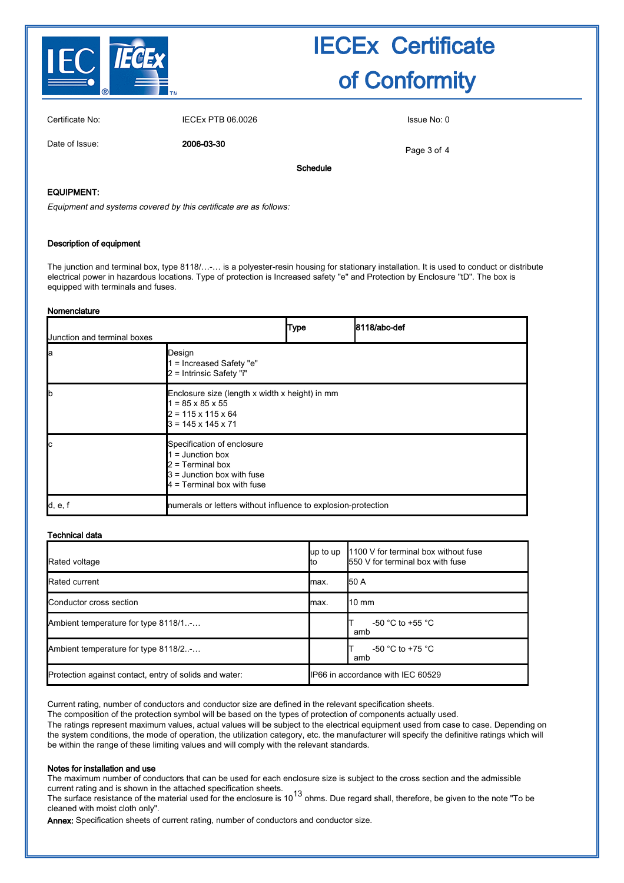# IECEx Certificate of Conformity

| | | |
|---|---|---|
| Certificate No: | IECEx PTB 06.0026 | Issue No: 0 |
| Date of Issue: | **2006-03-30** | |

**Schedule**

**EQUIPMENT:**

*Equipment and systems covered by this certificate are as follows:*

**Description of equipment**

The junction and terminal box, type 8118/…-… is a polyester-resin housing for stationary installation. It is used to conduct or distribute electrical power in hazardous locations. Type of protection is Increased safety "e" and Protection by Enclosure "tD". The box is equipped with terminals and fuses.

**Nomenclature**

| Junction and terminal boxes | | **Type** | **8118/abc-def** |
|---|---|---|---|
| a | Design<br>1 = Increased Safety "e"<br>2 = Intrinsic Safety "i" | | |
| b | Enclosure size (length x width x height) in mm<br>1 = 85 x 85 x 55<br>2 = 115 x 115 x 64<br>3 = 145 x 145 x 71 | | |
| c | Specification of enclosure<br>1 = Junction box<br>2 = Terminal box<br>3 = Junction box with fuse<br>4 = Terminal box with fuse | | |
| d, e, f | numerals or letters without influence to explosion-protection | | |

**Technical data**

| | | |
|---|---|---|
| Rated voltage | up to up to | 1100 V for terminal box without fuse<br>550 V for terminal box with fuse |
| Rated current | max. | 50 A |
| Conductor cross section | max. | 10 mm |
| Ambient temperature for type 8118/1..-… | | $T_{amb}$ -50 °C to +55 °C |
| Ambient temperature for type 8118/2..-… | | $T_{amb}$ -50 °C to +75 °C |
| Protection against contact, entry of solids and water: | IP66 in accordance with IEC 60529 | |

Current rating, number of conductors and conductor size are defined in the relevant specification sheets.
The composition of the protection symbol will be based on the types of protection of components actually used.
The ratings represent maximum values, actual values will be subject to the electrical equipment used from case to case. Depending on the system conditions, the mode of operation, the utilization category, etc. the manufacturer will specify the definitive ratings which will be within the range of these limiting values and will comply with the relevant standards.

**Notes for installation and use**

The maximum number of conductors that can be used for each enclosure size is subject to the cross section and the admissible current rating and is shown in the attached specification sheets.
The surface resistance of the material used for the enclosure is $10^{13}$ ohms. Due regard shall, therefore, be given to the note "To be cleaned with moist cloth only".

**Annex:** Specification sheets of current rating, number of conductors and conductor size.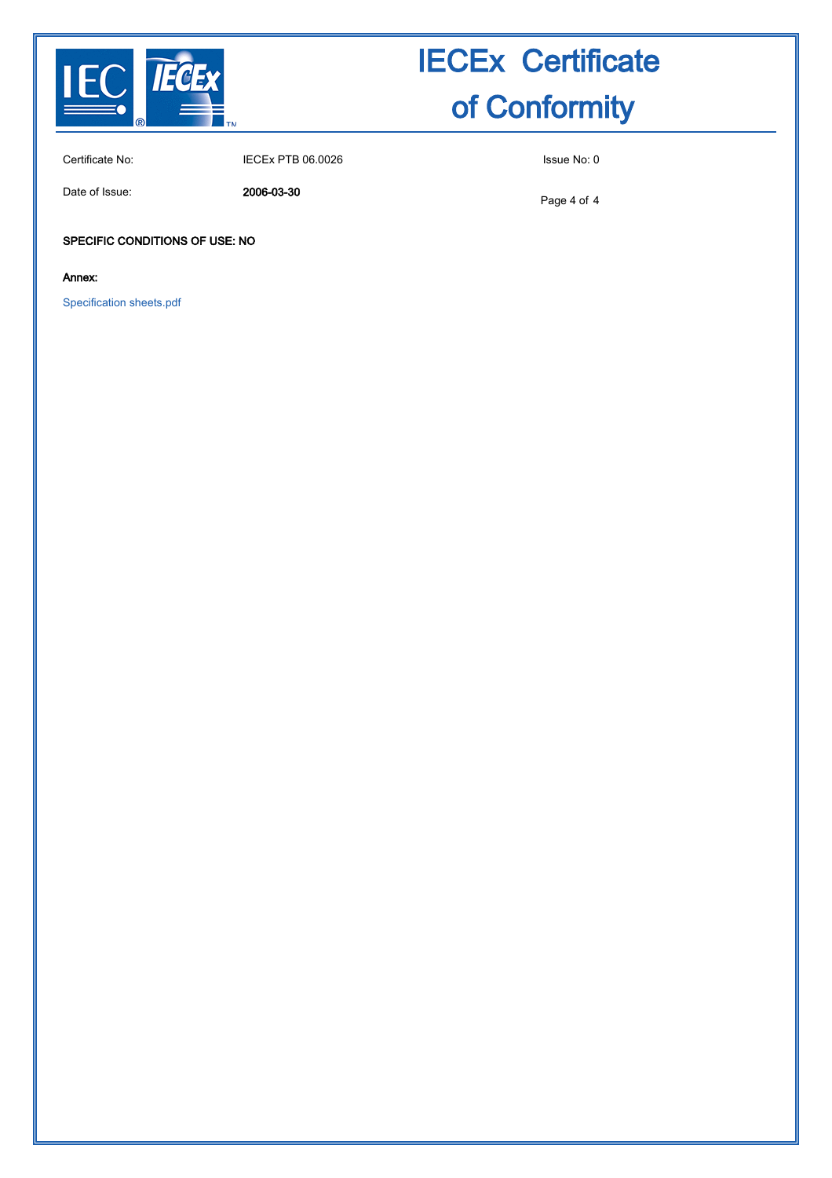# IECEx Certificate of Conformity

| | | |
|---|---|---|
| Certificate No: | IECEx PTB 06.0026 | Issue No: 0 |
| Date of Issue: | **2006-03-30** | |

**SPECIFIC CONDITIONS OF USE: NO**

**Annex:**

Specification sheets.pdf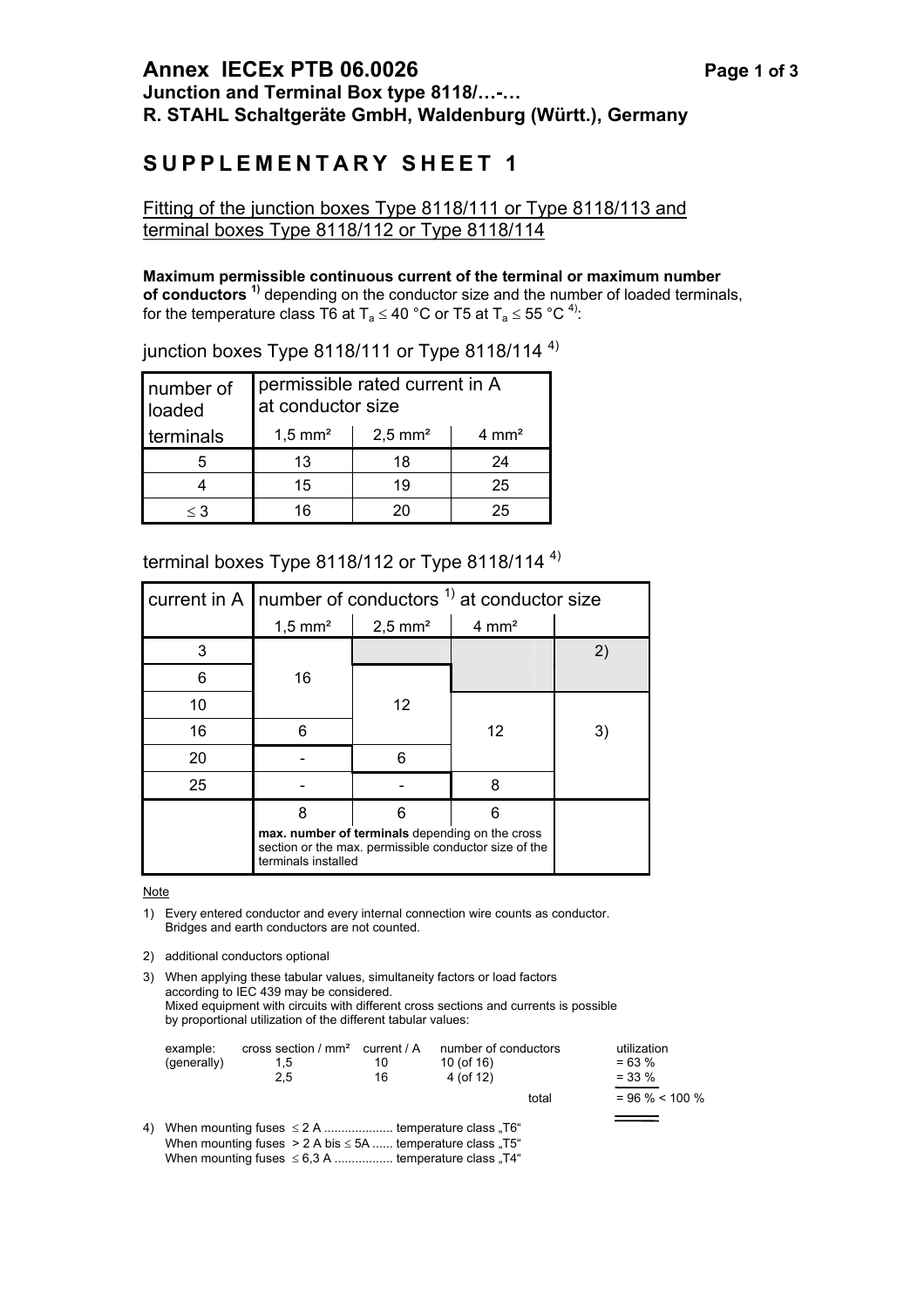# Annex IECEx PTB 06.0026

**Junction and Terminal Box type 8118/…-…**
**R. STAHL Schaltgeräte GmbH, Waldenburg (Württ.), Germany**

## S U P P L E M E N T A R Y  S H E E T  1

Fitting of the junction boxes Type 8118/111 or Type 8118/113 and terminal boxes Type 8118/112 or Type 8118/114

**Maximum permissible continuous current of the terminal or maximum number of conductors** [1] depending on the conductor size and the number of loaded terminals, for the temperature class T6 at $T_a \leq 40$ °C or T5 at $T_a \leq 55$ °C [4]:

junction boxes Type 8118/111 or Type 8118/114 [4]

| number of loaded terminals | permissible rated current in A at conductor size | | |
|---|---|---|---|
| | 1,5 mm² | 2,5 mm² | 4 mm² |
| 5 | 13 | 18 | 24 |
| 4 | 15 | 19 | 25 |
| ≤ 3 | 16 | 20 | 25 |

terminal boxes Type 8118/112 or Type 8118/114 [4]

| current in A | number of conductors [1] at conductor size | | | |
|---|---|---|---|---|
| | 1,5 mm² | 2,5 mm² | 4 mm² | |
| 3 | 16 | | | 2) |
| 6 | 16 | 12 | | 2) |
| 10 | 16 | 12 | 12 | 3) |
| 16 | 6 | 12 | 12 | 3) |
| 20 | - | 6 | 12 | 3) |
| 25 | - | - | 8 | 3) |
| | 8 | 6 | 6 | |
| | **max. number of terminals** depending on the cross section or the max. permissible conductor size of the terminals installed | | | |

Note

1) Every entered conductor and every internal connection wire counts as conductor. Bridges and earth conductors are not counted.

2) additional conductors optional

3) When applying these tabular values, simultaneity factors or load factors according to IEC 439 may be considered. Mixed equipment with circuits with different cross sections and currents is possible by proportional utilization of the different tabular values:

| example: (generally) | cross section / mm² | current / A | number of conductors | utilization |
|---|---|---|---|---|
| | 1,5 | 10 | 10 (of 16) | = 63 % |
| | 2,5 | 16 | 4 (of 12) | = 33 % |
| | | | total | = 96 % < 100 % |

4) When mounting fuses ≤ 2 A .................... temperature class „T6“
When mounting fuses > 2 A bis ≤ 5A ...... temperature class „T5“
When mounting fuses ≤ 6,3 A ................. temperature class „T4“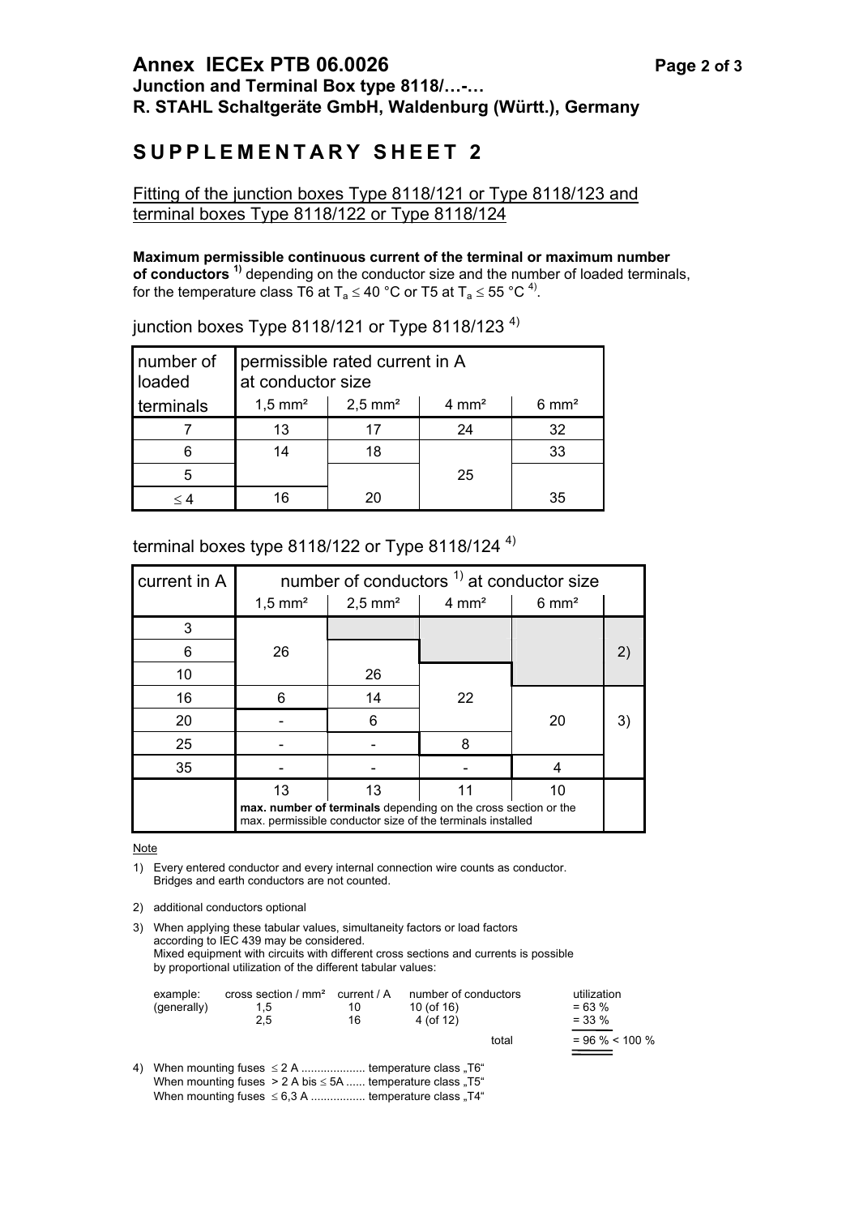# SUPPLEMENTARY SHEET 2

Fitting of the junction boxes Type 8118/121 or Type 8118/123 and terminal boxes Type 8118/122 or Type 8118/124

**Maximum permissible continuous current of the terminal or maximum number of conductors [1)]** depending on the conductor size and the number of loaded terminals, for the temperature class T6 at $T_a \leq 40$ °C or T5 at $T_a \leq 55$ °C [4)].

junction boxes Type 8118/121 or Type 8118/123 [4)]

| number of loaded terminals | permissible rated current in A at conductor size | | | |
|---|---|---|---|---|
| | 1,5 mm² | 2,5 mm² | 4 mm² | 6 mm² |
| 7 | 13 | 17 | 24 | 32 |
| 6 | 14 | 18 | | 33 |
| 5 | | | 25 | |
| ≤ 4 | 16 | 20 | | 35 |

terminal boxes type 8118/122 or Type 8118/124 [4)]

| current in A | number of conductors [1)] at conductor size | | | | |
|---|---|---|---|---|---|
| | 1,5 mm² | 2,5 mm² | 4 mm² | 6 mm² | |
| 3 | | | | | |
| 6 | 26 | | | | 2) |
| 10 | | 26 | | | |
| 16 | 6 | 14 | 22 | | |
| 20 | - | 6 | | 20 | 3) |
| 25 | - | - | 8 | | |
| 35 | - | - | - | 4 | |
| | 13 | 13 | 11 | 10 | |
| | **max. number of terminals** depending on the cross section or the max. permissible conductor size of the terminals installed | | | | |

Note

1) Every entered conductor and every internal connection wire counts as conductor. Bridges and earth conductors are not counted.

2) additional conductors optional

3) When applying these tabular values, simultaneity factors or load factors according to IEC 439 may be considered. Mixed equipment with circuits with different cross sections and currents is possible by proportional utilization of the different tabular values:

| example: (generally) | cross section / mm² | current / A | number of conductors | utilization |
|---|---|---|---|---|
| | 1,5 | 10 | 10 (of 16) | = 63 % |
| | 2,5 | 16 | 4 (of 12) | = 33 % |
| | | | total | = 96 % < 100 % |

4) When mounting fuses ≤ 2 A .................... temperature class „T6“
When mounting fuses > 2 A bis ≤ 5A ...... temperature class „T5“
When mounting fuses ≤ 6,3 A ................ temperature class „T4“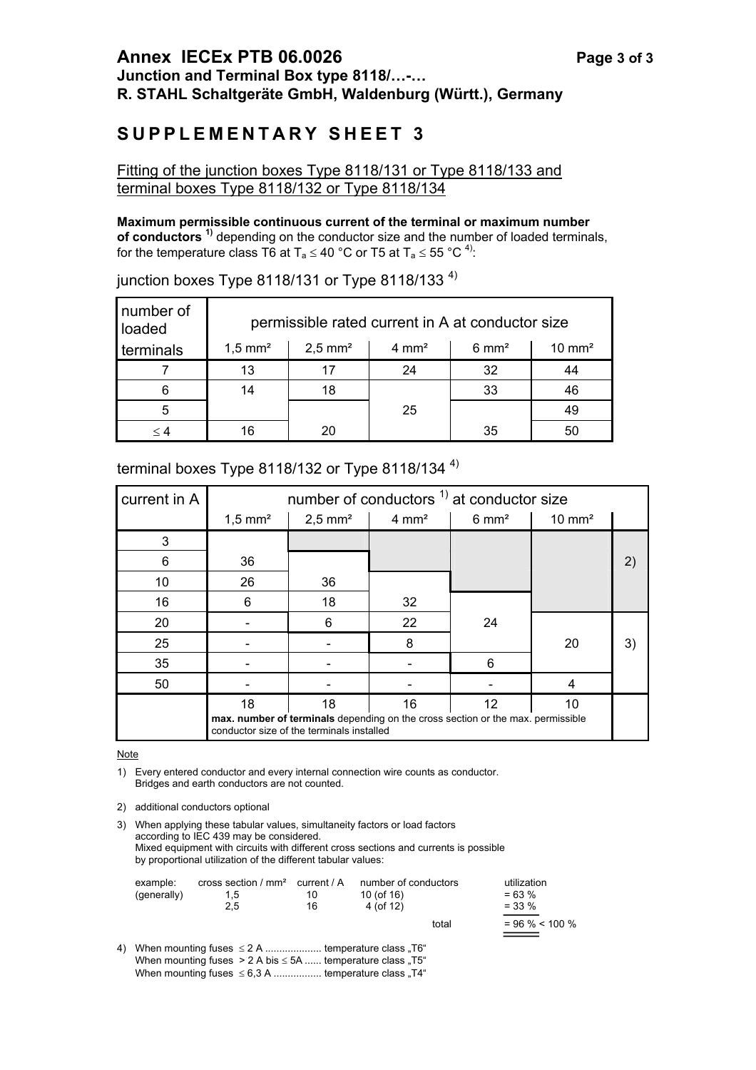## Annex IECEx PTB 06.0026

**Junction and Terminal Box type 8118/…-…**
**R. STAHL Schaltgeräte GmbH, Waldenburg (Württ.), Germany**

# SUPPLEMENTARY SHEET 3

Fitting of the junction boxes Type 8118/131 or Type 8118/133 and terminal boxes Type 8118/132 or Type 8118/134

**Maximum permissible continuous current of the terminal or maximum number of conductors** [1] depending on the conductor size and the number of loaded terminals, for the temperature class T6 at $T_a \leq 40$ °C or T5 at $T_a \leq 55$ °C [4]:

junction boxes Type 8118/131 or Type 8118/133 [4]

| number of loaded terminals | permissible rated current in A at conductor size | | | | |
|---|---|---|---|---|---|
| | 1,5 mm² | 2,5 mm² | 4 mm² | 6 mm² | 10 mm² |
| 7 | 13 | 17 | 24 | 32 | 44 |
| 6 | 14 | 18 | 25 | 33 | 46 |
| 5 | 16 | 20 | 25 | 35 | 49 |
| ≤ 4 | 16 | 20 | 25 | 35 | 50 |

terminal boxes Type 8118/132 or Type 8118/134 [4]

| current in A | number of conductors [1] at conductor size | | | | | |
|---|---|---|---|---|---|---|
| | 1,5 mm² | 2,5 mm² | 4 mm² | 6 mm² | 10 mm² | |
| 3 | 36 | | | | | 2) |
| 6 | 36 | | | | | 2) |
| 10 | 26 | 36 | | | | 2) |
| 16 | 6 | 18 | 32 | | | 2) |
| 20 | - | 6 | 22 | 24 | 20 | 3) |
| 25 | - | - | 8 | 24 | 20 | 3) |
| 35 | - | - | - | 6 | 20 | 3) |
| 50 | - | - | - | - | 4 | 3) |
| | 18 | 18 | 16 | 12 | 10 | |
| | **max. number of terminals** depending on the cross section or the max. permissible conductor size of the terminals installed | | | | | |

Note

1) Every entered conductor and every internal connection wire counts as conductor. Bridges and earth conductors are not counted.

2) additional conductors optional

3) When applying these tabular values, simultaneity factors or load factors according to IEC 439 may be considered. Mixed equipment with circuits with different cross sections and currents is possible by proportional utilization of the different tabular values:

| example: | cross section / mm² | current / A | number of conductors | utilization |
|---|---|---|---|---|
| (generally) | 1,5 | 10 | 10 (of 16) | = 63 % |
| | 2,5 | 16 | 4 (of 12) | = 33 % |
| | | | total | = 96 % < 100 % |

4) When mounting fuses ≤ 2 A .................... temperature class „T6"
When mounting fuses > 2 A bis ≤ 5A ...... temperature class „T5"
When mounting fuses ≤ 6,3 A ................. temperature class „T4"